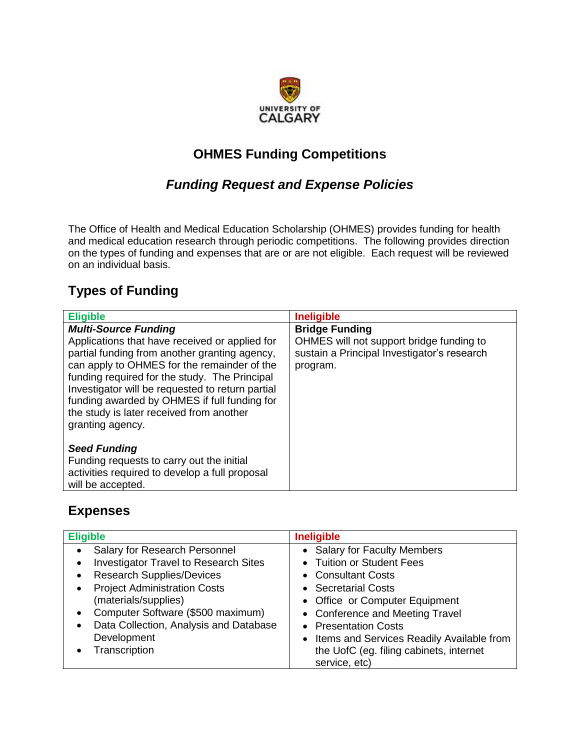UNIVERSITY OF CALGARY

# OHMES Funding Competitions

## *Funding Request and Expense Policies*

The Office of Health and Medical Education Scholarship (OHMES) provides funding for health and medical education research through periodic competitions. The following provides direction on the types of funding and expenses that are or are not eligible. Each request will be reviewed on an individual basis.

## Types of Funding

| Eligible | Ineligible |
|---|---|
| ***Multi-Source Funding***<br>Applications that have received or applied for partial funding from another granting agency, can apply to OHMES for the remainder of the funding required for the study. The Principal Investigator will be requested to return partial funding awarded by OHMES if full funding for the study is later received from another granting agency.<br><br>***Seed Funding***<br>Funding requests to carry out the initial activities required to develop a full proposal will be accepted. | **Bridge Funding**<br>OHMES will not support bridge funding to sustain a Principal Investigator's research program. |

## Expenses

| Eligible | Ineligible |
|---|---|
| • Salary for Research Personnel<br>• Investigator Travel to Research Sites<br>• Research Supplies/Devices<br>• Project Administration Costs (materials/supplies)<br>• Computer Software ($500 maximum)<br>• Data Collection, Analysis and Database Development<br>• Transcription | • Salary for Faculty Members<br>• Tuition or Student Fees<br>• Consultant Costs<br>• Secretarial Costs<br>• Office or Computer Equipment<br>• Conference and Meeting Travel<br>• Presentation Costs<br>• Items and Services Readily Available from the UofC (eg. filing cabinets, internet service, etc) |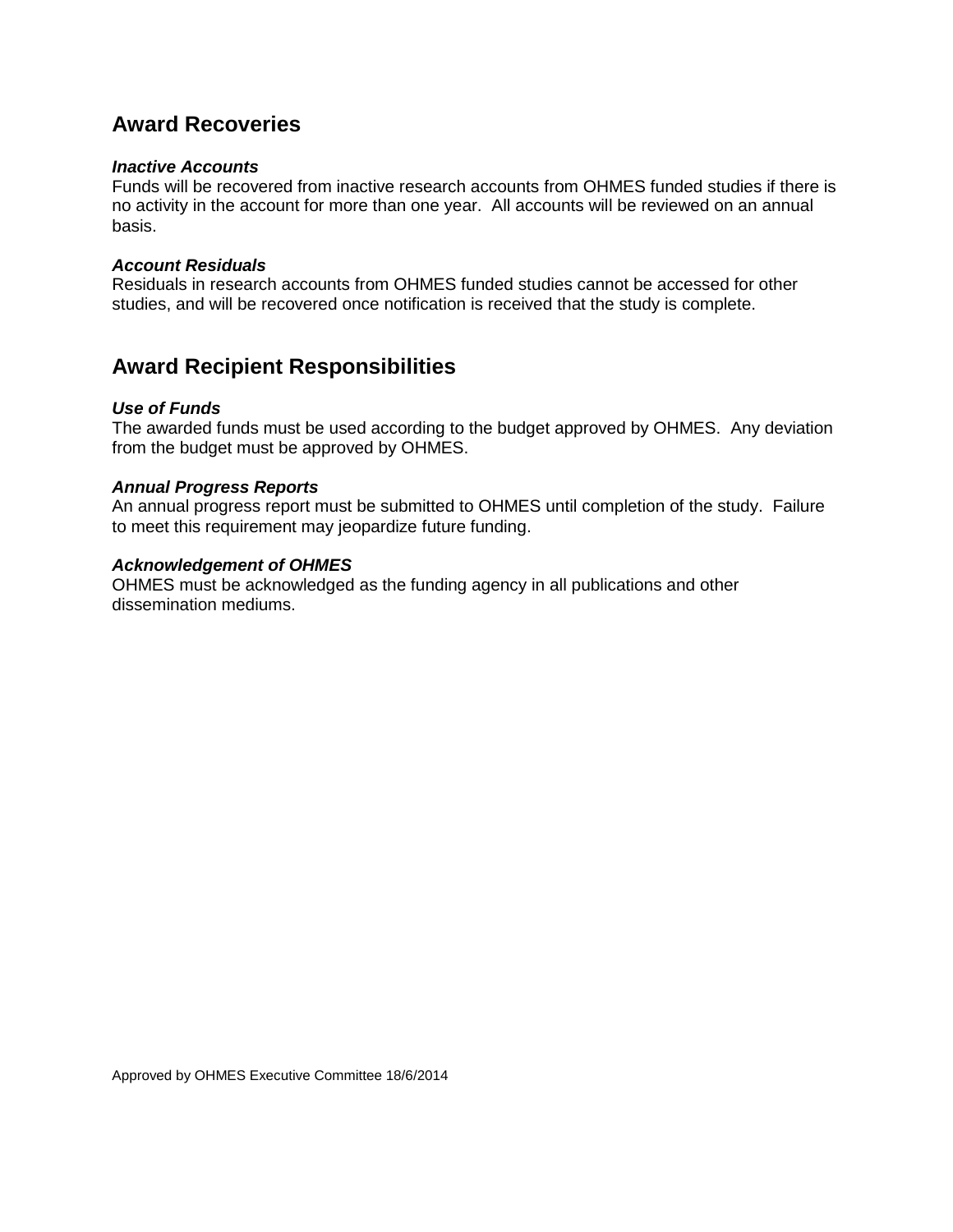## Award Recoveries

***Inactive Accounts***
Funds will be recovered from inactive research accounts from OHMES funded studies if there is no activity in the account for more than one year. All accounts will be reviewed on an annual basis.

***Account Residuals***
Residuals in research accounts from OHMES funded studies cannot be accessed for other studies, and will be recovered once notification is received that the study is complete.

## Award Recipient Responsibilities

***Use of Funds***
The awarded funds must be used according to the budget approved by OHMES. Any deviation from the budget must be approved by OHMES.

***Annual Progress Reports***
An annual progress report must be submitted to OHMES until completion of the study. Failure to meet this requirement may jeopardize future funding.

***Acknowledgement of OHMES***
OHMES must be acknowledged as the funding agency in all publications and other dissemination mediums.

Approved by OHMES Executive Committee 18/6/2014